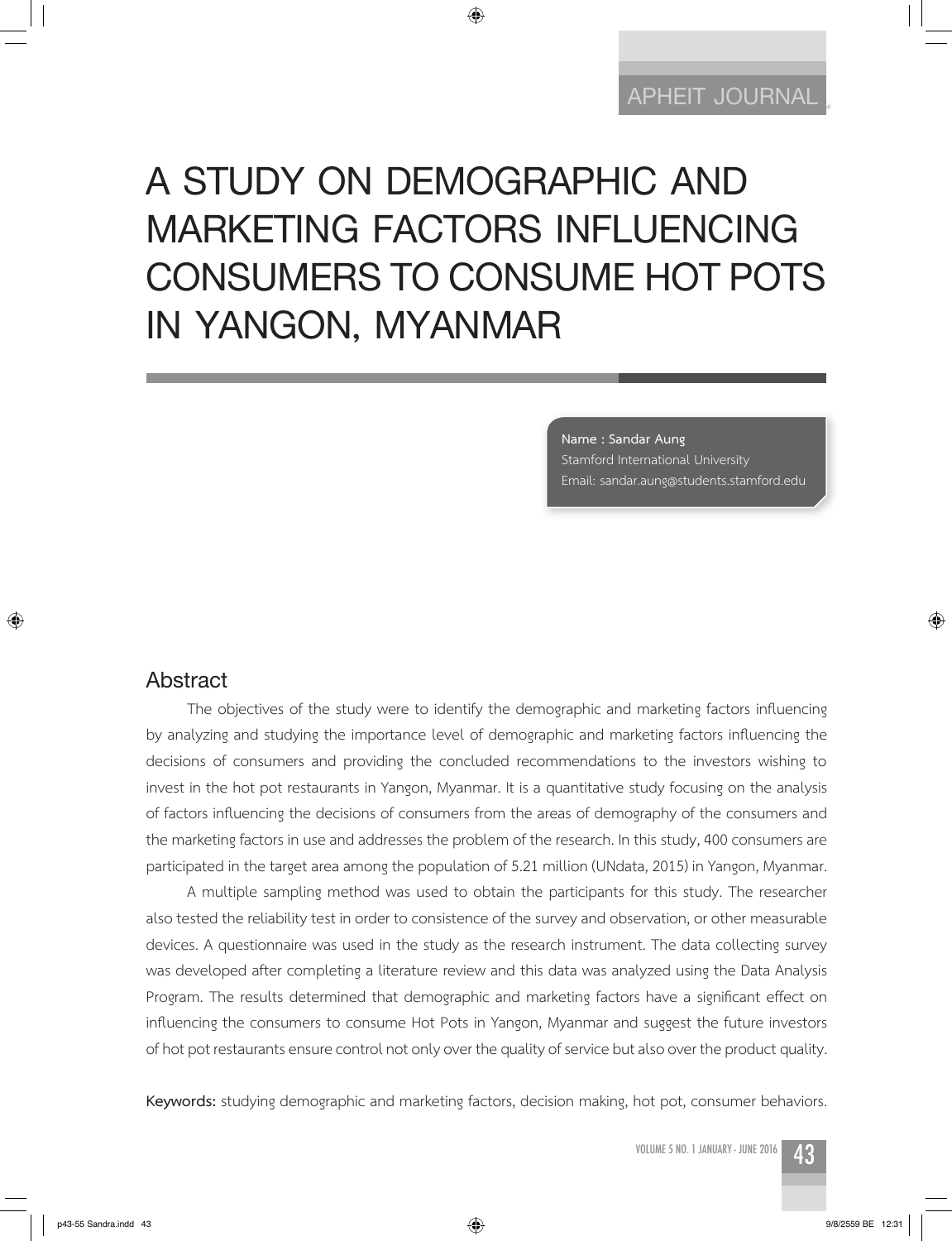# A STUDY ON DEMOGRAPHIC AND MARKETING FACTORS INFLUENCING CONSUMERS TO CONSUME HOT POTS IN YANGON, MYANMAR

**Name : Sandar Aung**
Stamford International University
Email: sandar.aung@students.stamford.edu

## Abstract

The objectives of the study were to identify the demographic and marketing factors influencing by analyzing and studying the importance level of demographic and marketing factors influencing the decisions of consumers and providing the concluded recommendations to the investors wishing to invest in the hot pot restaurants in Yangon, Myanmar. It is a quantitative study focusing on the analysis of factors influencing the decisions of consumers from the areas of demography of the consumers and the marketing factors in use and addresses the problem of the research. In this study, 400 consumers are participated in the target area among the population of 5.21 million (UNdata, 2015) in Yangon, Myanmar.

A multiple sampling method was used to obtain the participants for this study. The researcher also tested the reliability test in order to consistence of the survey and observation, or other measurable devices. A questionnaire was used in the study as the research instrument. The data collecting survey was developed after completing a literature review and this data was analyzed using the Data Analysis Program. The results determined that demographic and marketing factors have a significant effect on influencing the consumers to consume Hot Pots in Yangon, Myanmar and suggest the future investors of hot pot restaurants ensure control not only over the quality of service but also over the product quality.

**Keywords:** studying demographic and marketing factors, decision making, hot pot, consumer behaviors.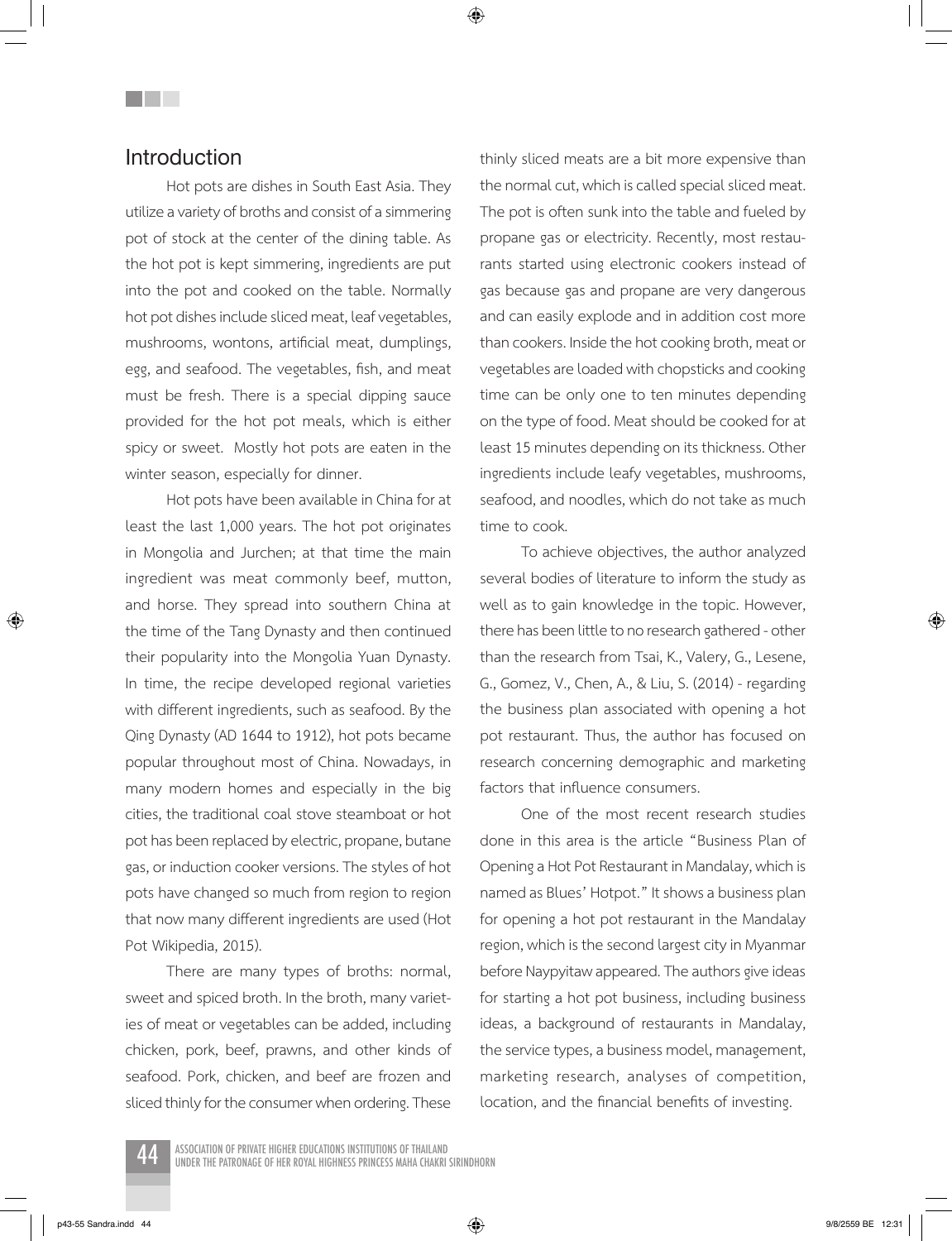## Introduction

Hot pots are dishes in South East Asia. They utilize a variety of broths and consist of a simmering pot of stock at the center of the dining table. As the hot pot is kept simmering, ingredients are put into the pot and cooked on the table. Normally hot pot dishes include sliced meat, leaf vegetables, mushrooms, wontons, artificial meat, dumplings, egg, and seafood. The vegetables, fish, and meat must be fresh. There is a special dipping sauce provided for the hot pot meals, which is either spicy or sweet. Mostly hot pots are eaten in the winter season, especially for dinner.

Hot pots have been available in China for at least the last 1,000 years. The hot pot originates in Mongolia and Jurchen; at that time the main ingredient was meat commonly beef, mutton, and horse. They spread into southern China at the time of the Tang Dynasty and then continued their popularity into the Mongolia Yuan Dynasty. In time, the recipe developed regional varieties with different ingredients, such as seafood. By the Qing Dynasty (AD 1644 to 1912), hot pots became popular throughout most of China. Nowadays, in many modern homes and especially in the big cities, the traditional coal stove steamboat or hot pot has been replaced by electric, propane, butane gas, or induction cooker versions. The styles of hot pots have changed so much from region to region that now many different ingredients are used (Hot Pot Wikipedia, 2015).

There are many types of broths: normal, sweet and spiced broth. In the broth, many varieties of meat or vegetables can be added, including chicken, pork, beef, prawns, and other kinds of seafood. Pork, chicken, and beef are frozen and sliced thinly for the consumer when ordering. These thinly sliced meats are a bit more expensive than the normal cut, which is called special sliced meat. The pot is often sunk into the table and fueled by propane gas or electricity. Recently, most restaurants started using electronic cookers instead of gas because gas and propane are very dangerous and can easily explode and in addition cost more than cookers. Inside the hot cooking broth, meat or vegetables are loaded with chopsticks and cooking time can be only one to ten minutes depending on the type of food. Meat should be cooked for at least 15 minutes depending on its thickness. Other ingredients include leafy vegetables, mushrooms, seafood, and noodles, which do not take as much time to cook.

To achieve objectives, the author analyzed several bodies of literature to inform the study as well as to gain knowledge in the topic. However, there has been little to no research gathered - other than the research from Tsai, K., Valery, G., Lesene, G., Gomez, V., Chen, A., & Liu, S. (2014) - regarding the business plan associated with opening a hot pot restaurant. Thus, the author has focused on research concerning demographic and marketing factors that influence consumers.

One of the most recent research studies done in this area is the article "Business Plan of Opening a Hot Pot Restaurant in Mandalay, which is named as Blues' Hotpot." It shows a business plan for opening a hot pot restaurant in the Mandalay region, which is the second largest city in Myanmar before Naypyitaw appeared. The authors give ideas for starting a hot pot business, including business ideas, a background of restaurants in Mandalay, the service types, a business model, management, marketing research, analyses of competition, location, and the financial benefits of investing.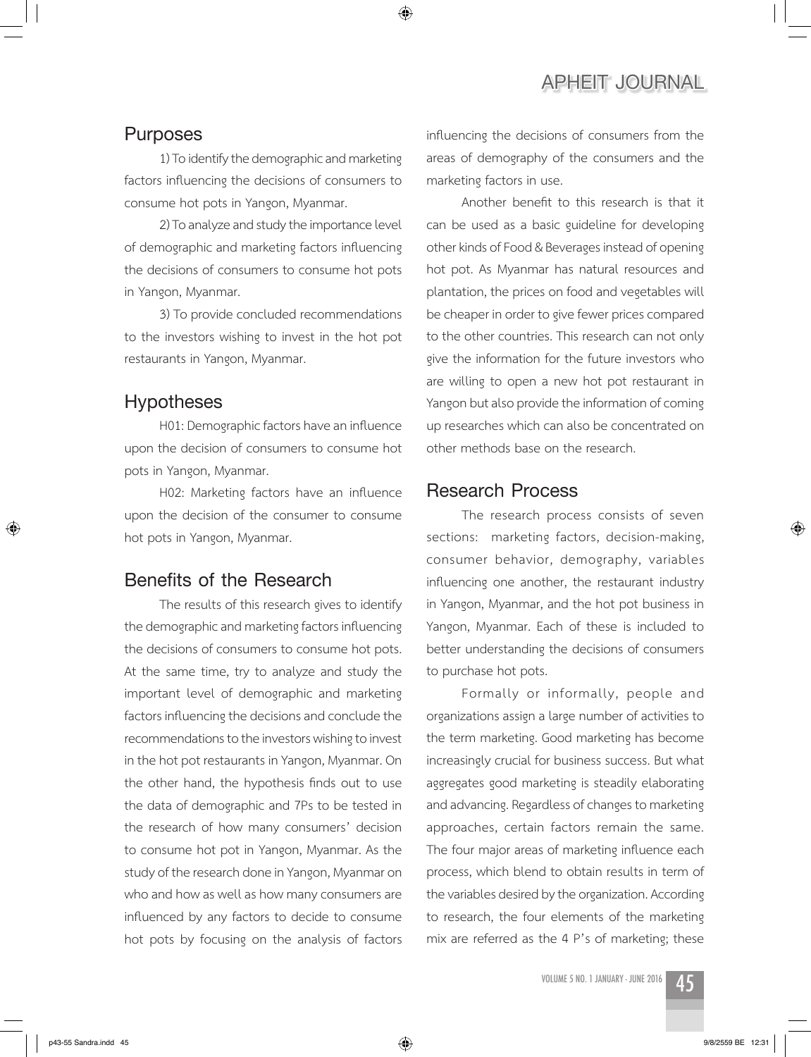## Purposes

1) To identify the demographic and marketing factors influencing the decisions of consumers to consume hot pots in Yangon, Myanmar.

2) To analyze and study the importance level of demographic and marketing factors influencing the decisions of consumers to consume hot pots in Yangon, Myanmar.

3) To provide concluded recommendations to the investors wishing to invest in the hot pot restaurants in Yangon, Myanmar.

## Hypotheses

H01: Demographic factors have an influence upon the decision of consumers to consume hot pots in Yangon, Myanmar.

H02: Marketing factors have an influence upon the decision of the consumer to consume hot pots in Yangon, Myanmar.

## Benefits of the Research

The results of this research gives to identify the demographic and marketing factors influencing the decisions of consumers to consume hot pots. At the same time, try to analyze and study the important level of demographic and marketing factors influencing the decisions and conclude the recommendations to the investors wishing to invest in the hot pot restaurants in Yangon, Myanmar. On the other hand, the hypothesis finds out to use the data of demographic and 7Ps to be tested in the research of how many consumers' decision to consume hot pot in Yangon, Myanmar. As the study of the research done in Yangon, Myanmar on who and how as well as how many consumers are influenced by any factors to decide to consume hot pots by focusing on the analysis of factors influencing the decisions of consumers from the areas of demography of the consumers and the marketing factors in use.

Another benefit to this research is that it can be used as a basic guideline for developing other kinds of Food & Beverages instead of opening hot pot. As Myanmar has natural resources and plantation, the prices on food and vegetables will be cheaper in order to give fewer prices compared to the other countries. This research can not only give the information for the future investors who are willing to open a new hot pot restaurant in Yangon but also provide the information of coming up researches which can also be concentrated on other methods base on the research.

## Research Process

The research process consists of seven sections: marketing factors, decision-making, consumer behavior, demography, variables influencing one another, the restaurant industry in Yangon, Myanmar, and the hot pot business in Yangon, Myanmar. Each of these is included to better understanding the decisions of consumers to purchase hot pots.

Formally or informally, people and organizations assign a large number of activities to the term marketing. Good marketing has become increasingly crucial for business success. But what aggregates good marketing is steadily elaborating and advancing. Regardless of changes to marketing approaches, certain factors remain the same. The four major areas of marketing influence each process, which blend to obtain results in term of the variables desired by the organization. According to research, the four elements of the marketing mix are referred as the 4 P's of marketing; these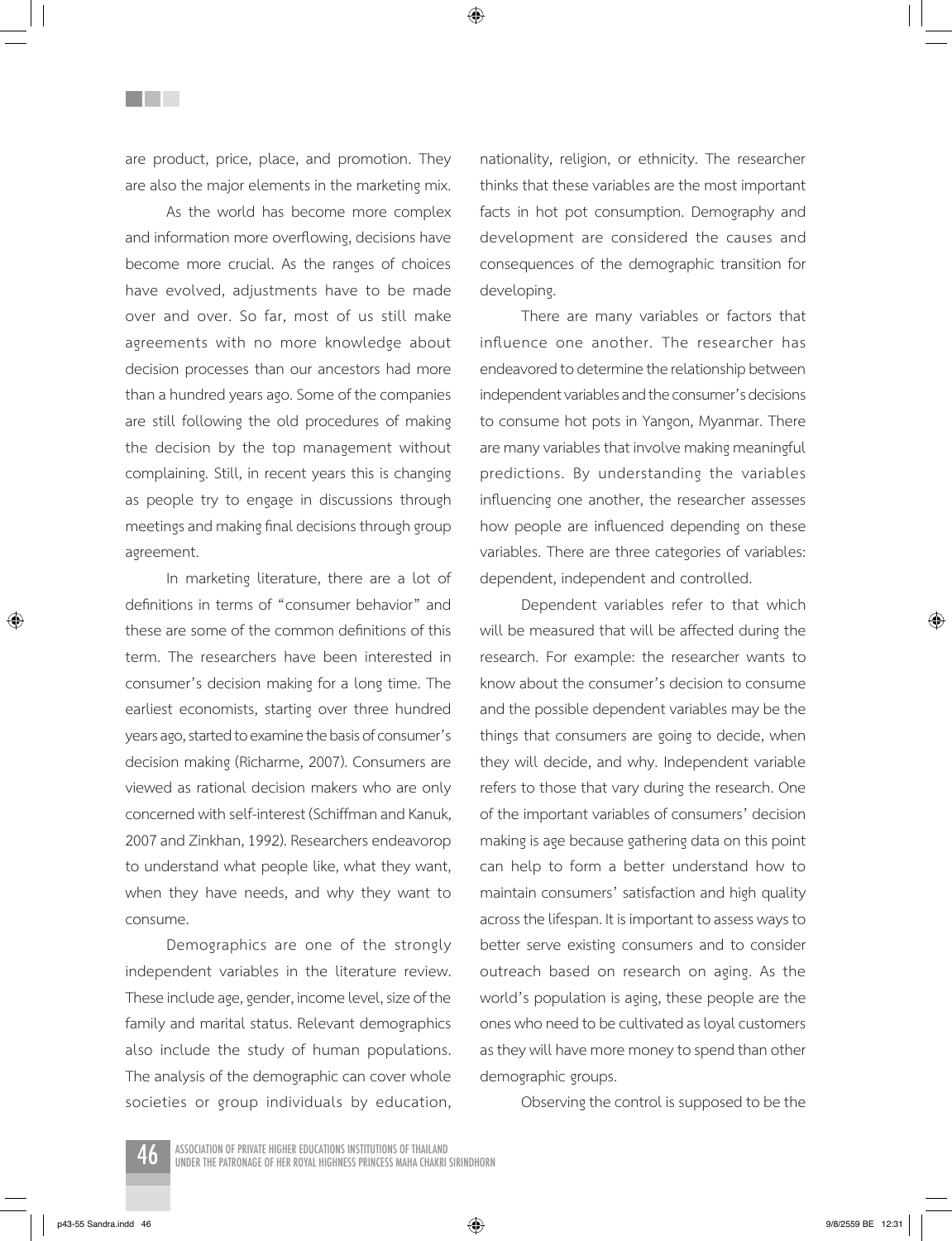are product, price, place, and promotion. They are also the major elements in the marketing mix.

As the world has become more complex and information more overflowing, decisions have become more crucial. As the ranges of choices have evolved, adjustments have to be made over and over. So far, most of us still make agreements with no more knowledge about decision processes than our ancestors had more than a hundred years ago. Some of the companies are still following the old procedures of making the decision by the top management without complaining. Still, in recent years this is changing as people try to engage in discussions through meetings and making final decisions through group agreement.

In marketing literature, there are a lot of definitions in terms of "consumer behavior" and these are some of the common definitions of this term. The researchers have been interested in consumer's decision making for a long time. The earliest economists, starting over three hundred years ago, started to examine the basis of consumer's decision making (Richarme, 2007). Consumers are viewed as rational decision makers who are only concerned with self-interest (Schiffman and Kanuk, 2007 and Zinkhan, 1992). Researchers endeavorop to understand what people like, what they want, when they have needs, and why they want to consume.

Demographics are one of the strongly independent variables in the literature review. These include age, gender, income level, size of the family and marital status. Relevant demographics also include the study of human populations. The analysis of the demographic can cover whole societies or group individuals by education, nationality, religion, or ethnicity. The researcher thinks that these variables are the most important facts in hot pot consumption. Demography and development are considered the causes and consequences of the demographic transition for developing.

There are many variables or factors that influence one another. The researcher has endeavored to determine the relationship between independent variables and the consumer's decisions to consume hot pots in Yangon, Myanmar. There are many variables that involve making meaningful predictions. By understanding the variables influencing one another, the researcher assesses how people are influenced depending on these variables. There are three categories of variables: dependent, independent and controlled.

Dependent variables refer to that which will be measured that will be affected during the research. For example: the researcher wants to know about the consumer's decision to consume and the possible dependent variables may be the things that consumers are going to decide, when they will decide, and why. Independent variable refers to those that vary during the research. One of the important variables of consumers' decision making is age because gathering data on this point can help to form a better understand how to maintain consumers' satisfaction and high quality across the lifespan. It is important to assess ways to better serve existing consumers and to consider outreach based on research on aging. As the world's population is aging, these people are the ones who need to be cultivated as loyal customers as they will have more money to spend than other demographic groups.

Observing the control is supposed to be the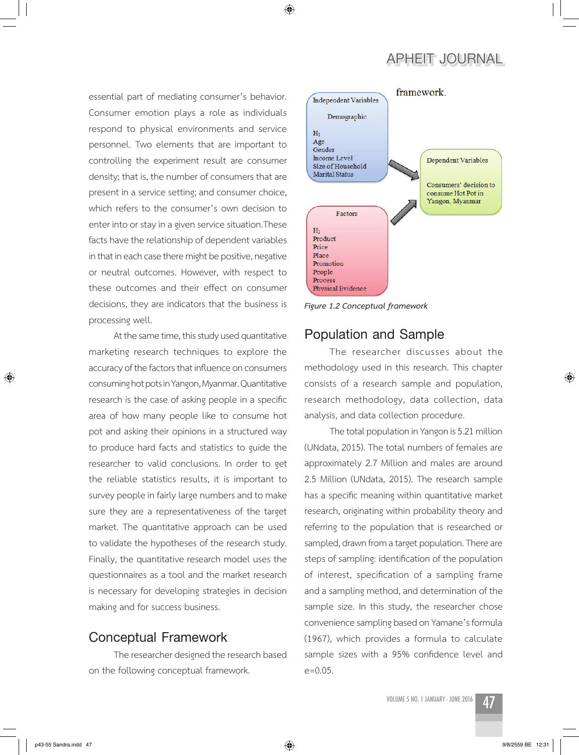essential part of mediating consumer's behavior. Consumer emotion plays a role as individuals respond to physical environments and service personnel. Two elements that are important to controlling the experiment result are consumer density; that is, the number of consumers that are present in a service setting; and consumer choice, which refers to the consumer's own decision to enter into or stay in a given service situation.These facts have the relationship of dependent variables in that in each case there might be positive, negative or neutral outcomes. However, with respect to these outcomes and their effect on consumer decisions, they are indicators that the business is processing well.

At the same time, this study used quantitative marketing research techniques to explore the accuracy of the factors that influence on consumers consuming hot pots in Yangon, Myanmar. Quantitative research is the case of asking people in a specific area of how many people like to consume hot pot and asking their opinions in a structured way to produce hard facts and statistics to guide the researcher to valid conclusions. In order to get the reliable statistics results, it is important to survey people in fairly large numbers and to make sure they are a representativeness of the target market. The quantitative approach can be used to validate the hypotheses of the research study. Finally, the quantitative research model uses the questionnaires as a tool and the market research is necessary for developing strategies in decision making and for success business.

## Conceptual Framework

The researcher designed the research based on the following conceptual framework.

framework.

Independent Variables

Demographic

$H_1$
Age
Gender
Income Level
Size of Household
Marital Status

Factors

$H_2$
Product
Price
Place
Promotion
People
Process
Physical Evidence

Dependent Variables

Consumers' decision to consume Hot Pot in Yangon, Myanmar

*Figure 1.2 Conceptual framework*

## Population and Sample

The researcher discusses about the methodology used in this research. This chapter consists of a research sample and population, research methodology, data collection, data analysis, and data collection procedure.

The total population in Yangon is 5.21 million (UNdata, 2015). The total numbers of females are approximately 2.7 Million and males are around 2.5 Million (UNdata, 2015). The research sample has a specific meaning within quantitative market research, originating within probability theory and referring to the population that is researched or sampled, drawn from a target population. There are steps of sampling: identification of the population of interest, specification of a sampling frame and a sampling method, and determination of the sample size. In this study, the researcher chose convenience sampling based on Yamane's formula (1967), which provides a formula to calculate sample sizes with a 95% confidence level and e=0.05.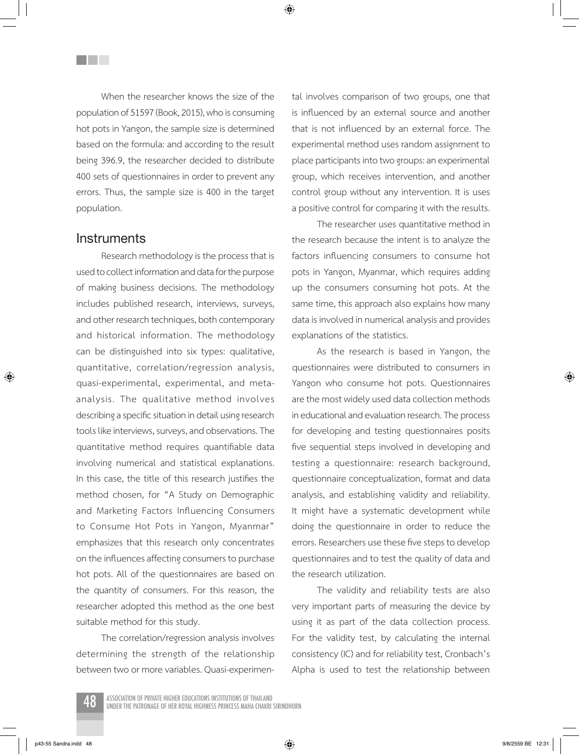When the researcher knows the size of the population of 51597 (Book, 2015), who is consuming hot pots in Yangon, the sample size is determined based on the formula: and according to the result being 396.9, the researcher decided to distribute 400 sets of questionnaires in order to prevent any errors. Thus, the sample size is 400 in the target population.

## Instruments

Research methodology is the process that is used to collect information and data for the purpose of making business decisions. The methodology includes published research, interviews, surveys, and other research techniques, both contemporary and historical information. The methodology can be distinguished into six types: qualitative, quantitative, correlation/regression analysis, quasi-experimental, experimental, and meta-analysis. The qualitative method involves describing a specific situation in detail using research tools like interviews, surveys, and observations. The quantitative method requires quantifiable data involving numerical and statistical explanations. In this case, the title of this research justifies the method chosen, for "A Study on Demographic and Marketing Factors Influencing Consumers to Consume Hot Pots in Yangon, Myanmar" emphasizes that this research only concentrates on the influences affecting consumers to purchase hot pots. All of the questionnaires are based on the quantity of consumers. For this reason, the researcher adopted this method as the one best suitable method for this study.

The correlation/regression analysis involves determining the strength of the relationship between two or more variables. Quasi-experimental involves comparison of two groups, one that is influenced by an external source and another that is not influenced by an external force. The experimental method uses random assignment to place participants into two groups: an experimental group, which receives intervention, and another control group without any intervention. It is uses a positive control for comparing it with the results.

The researcher uses quantitative method in the research because the intent is to analyze the factors influencing consumers to consume hot pots in Yangon, Myanmar, which requires adding up the consumers consuming hot pots. At the same time, this approach also explains how many data is involved in numerical analysis and provides explanations of the statistics.

As the research is based in Yangon, the questionnaires were distributed to consumers in Yangon who consume hot pots. Questionnaires are the most widely used data collection methods in educational and evaluation research. The process for developing and testing questionnaires posits five sequential steps involved in developing and testing a questionnaire: research background, questionnaire conceptualization, format and data analysis, and establishing validity and reliability. It might have a systematic development while doing the questionnaire in order to reduce the errors. Researchers use these five steps to develop questionnaires and to test the quality of data and the research utilization.

The validity and reliability tests are also very important parts of measuring the device by using it as part of the data collection process. For the validity test, by calculating the internal consistency (IC) and for reliability test, Cronbach's Alpha is used to test the relationship between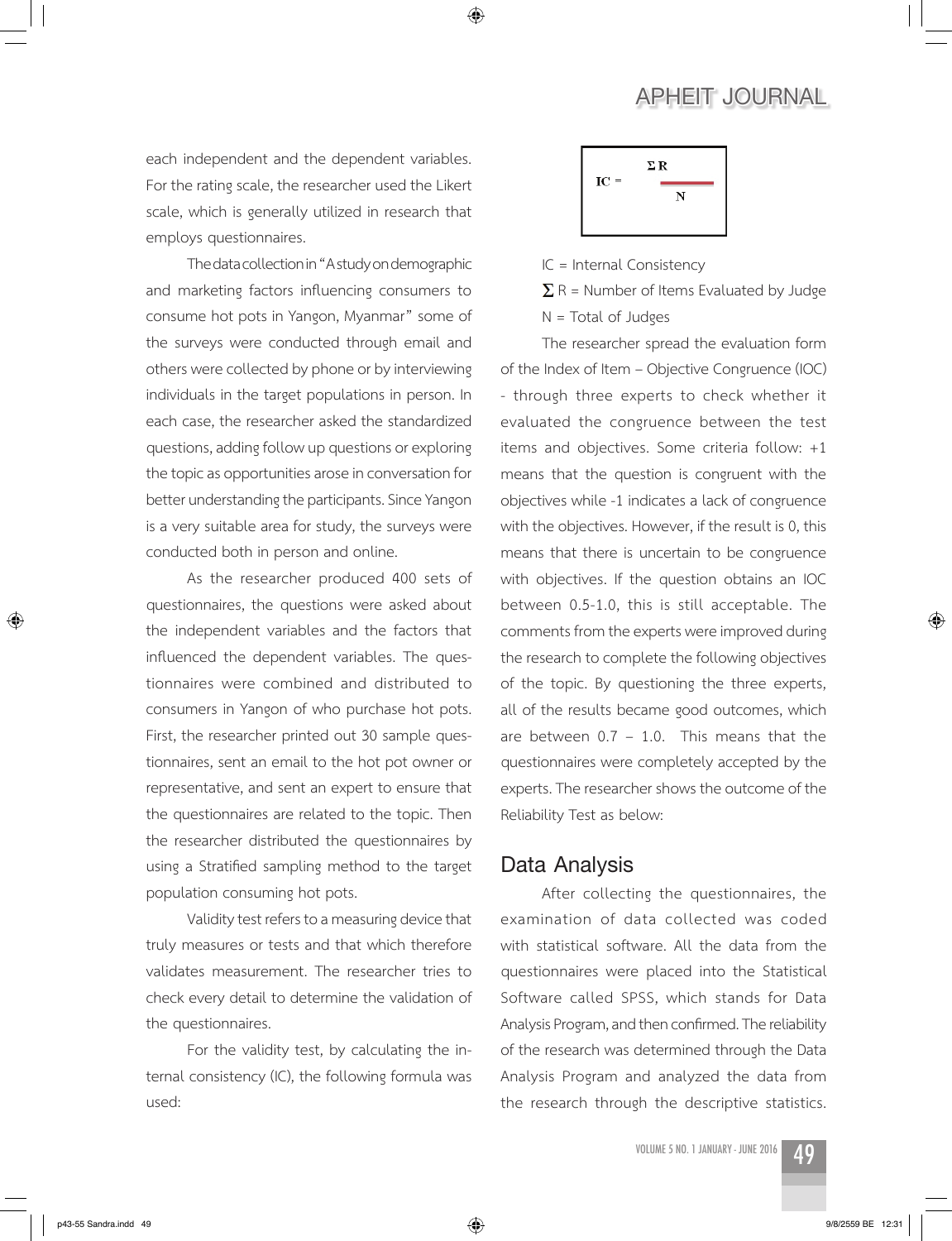each independent and the dependent variables. For the rating scale, the researcher used the Likert scale, which is generally utilized in research that employs questionnaires.

The data collection in "A study on demographic and marketing factors influencing consumers to consume hot pots in Yangon, Myanmar" some of the surveys were conducted through email and others were collected by phone or by interviewing individuals in the target populations in person. In each case, the researcher asked the standardized questions, adding follow up questions or exploring the topic as opportunities arose in conversation for better understanding the participants. Since Yangon is a very suitable area for study, the surveys were conducted both in person and online.

As the researcher produced 400 sets of questionnaires, the questions were asked about the independent variables and the factors that influenced the dependent variables. The questionnaires were combined and distributed to consumers in Yangon of who purchase hot pots. First, the researcher printed out 30 sample questionnaires, sent an email to the hot pot owner or representative, and sent an expert to ensure that the questionnaires are related to the topic. Then the researcher distributed the questionnaires by using a Stratified sampling method to the target population consuming hot pots.

Validity test refers to a measuring device that truly measures or tests and that which therefore validates measurement. The researcher tries to check every detail to determine the validation of the questionnaires.

For the validity test, by calculating the internal consistency (IC), the following formula was used:

$$IC = \frac{\Sigma R}{N}$$

IC = Internal Consistency

$\Sigma$ R = Number of Items Evaluated by Judge

N = Total of Judges

The researcher spread the evaluation form of the Index of Item – Objective Congruence (IOC) - through three experts to check whether it evaluated the congruence between the test items and objectives. Some criteria follow: +1 means that the question is congruent with the objectives while -1 indicates a lack of congruence with the objectives. However, if the result is 0, this means that there is uncertain to be congruence with objectives. If the question obtains an IOC between 0.5-1.0, this is still acceptable. The comments from the experts were improved during the research to complete the following objectives of the topic. By questioning the three experts, all of the results became good outcomes, which are between 0.7 – 1.0. This means that the questionnaires were completely accepted by the experts. The researcher shows the outcome of the Reliability Test as below:

## Data Analysis

After collecting the questionnaires, the examination of data collected was coded with statistical software. All the data from the questionnaires were placed into the Statistical Software called SPSS, which stands for Data Analysis Program, and then confirmed. The reliability of the research was determined through the Data Analysis Program and analyzed the data from the research through the descriptive statistics.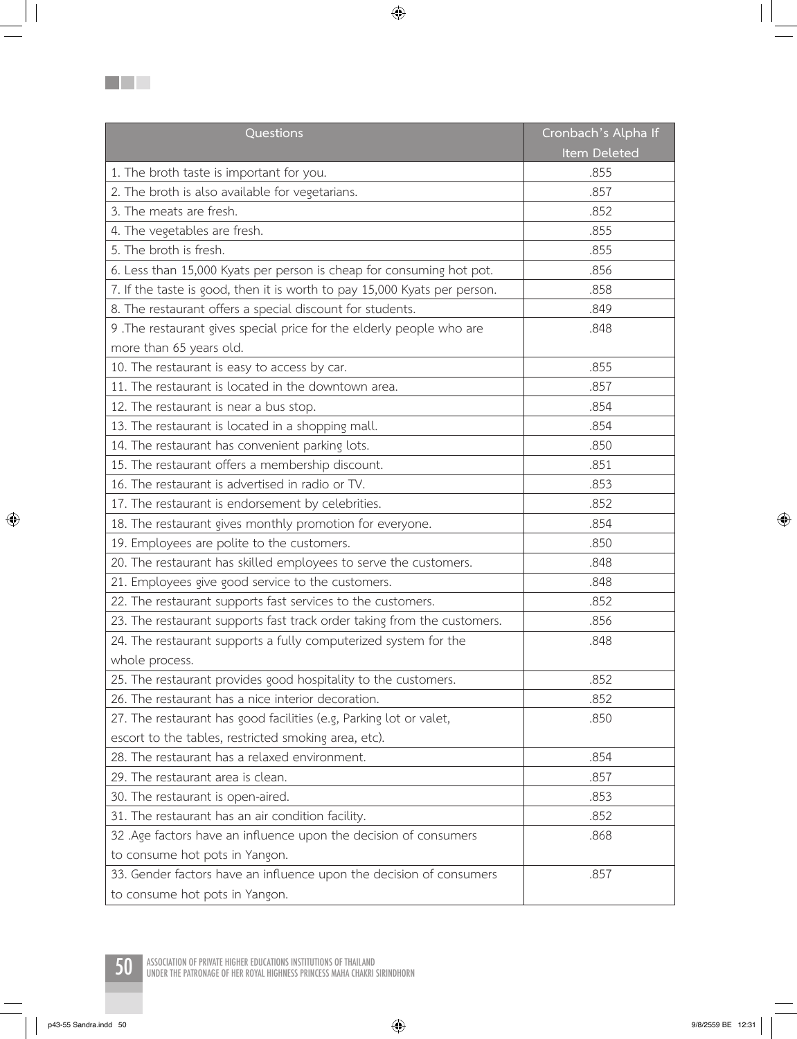| Questions | Cronbach's Alpha If Item Deleted |
|---|---|
| 1. The broth taste is important for you. | .855 |
| 2. The broth is also available for vegetarians. | .857 |
| 3. The meats are fresh. | .852 |
| 4. The vegetables are fresh. | .855 |
| 5. The broth is fresh. | .855 |
| 6. Less than 15,000 Kyats per person is cheap for consuming hot pot. | .856 |
| 7. If the taste is good, then it is worth to pay 15,000 Kyats per person. | .858 |
| 8. The restaurant offers a special discount for students. | .849 |
| 9 .The restaurant gives special price for the elderly people who are more than 65 years old. | .848 |
| 10. The restaurant is easy to access by car. | .855 |
| 11. The restaurant is located in the downtown area. | .857 |
| 12. The restaurant is near a bus stop. | .854 |
| 13. The restaurant is located in a shopping mall. | .854 |
| 14. The restaurant has convenient parking lots. | .850 |
| 15. The restaurant offers a membership discount. | .851 |
| 16. The restaurant is advertised in radio or TV. | .853 |
| 17. The restaurant is endorsement by celebrities. | .852 |
| 18. The restaurant gives monthly promotion for everyone. | .854 |
| 19. Employees are polite to the customers. | .850 |
| 20. The restaurant has skilled employees to serve the customers. | .848 |
| 21. Employees give good service to the customers. | .848 |
| 22. The restaurant supports fast services to the customers. | .852 |
| 23. The restaurant supports fast track order taking from the customers. | .856 |
| 24. The restaurant supports a fully computerized system for the whole process. | .848 |
| 25. The restaurant provides good hospitality to the customers. | .852 |
| 26. The restaurant has a nice interior decoration. | .852 |
| 27. The restaurant has good facilities (e.g, Parking lot or valet, escort to the tables, restricted smoking area, etc). | .850 |
| 28. The restaurant has a relaxed environment. | .854 |
| 29. The restaurant area is clean. | .857 |
| 30. The restaurant is open-aired. | .853 |
| 31. The restaurant has an air condition facility. | .852 |
| 32 .Age factors have an influence upon the decision of consumers to consume hot pots in Yangon. | .868 |
| 33. Gender factors have an influence upon the decision of consumers to consume hot pots in Yangon. | .857 |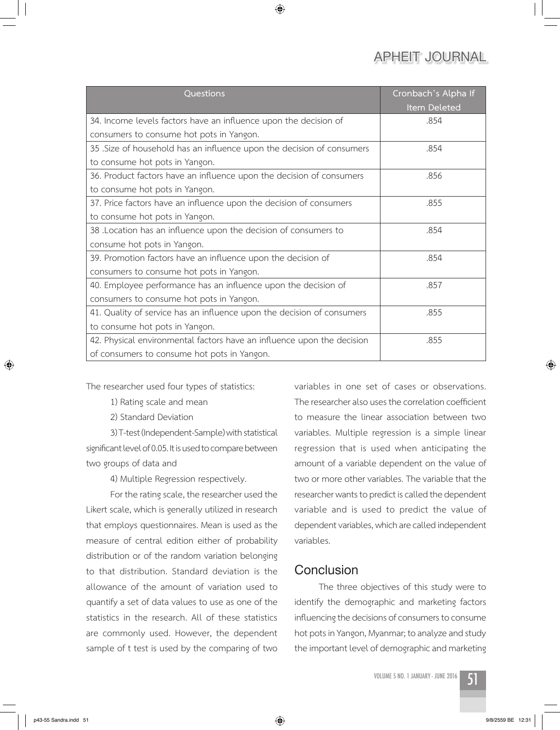| Questions | Cronbach's Alpha If Item Deleted |
|---|---|
| 34. Income levels factors have an influence upon the decision of consumers to consume hot pots in Yangon. | .854 |
| 35 .Size of household has an influence upon the decision of consumers to consume hot pots in Yangon. | .854 |
| 36. Product factors have an influence upon the decision of consumers to consume hot pots in Yangon. | .856 |
| 37. Price factors have an influence upon the decision of consumers to consume hot pots in Yangon. | .855 |
| 38 .Location has an influence upon the decision of consumers to consume hot pots in Yangon. | .854 |
| 39. Promotion factors have an influence upon the decision of consumers to consume hot pots in Yangon. | .854 |
| 40. Employee performance has an influence upon the decision of consumers to consume hot pots in Yangon. | .857 |
| 41. Quality of service has an influence upon the decision of consumers to consume hot pots in Yangon. | .855 |
| 42. Physical environmental factors have an influence upon the decision of consumers to consume hot pots in Yangon. | .855 |

The researcher used four types of statistics:

1) Rating scale and mean

2) Standard Deviation

3) T-test (Independent-Sample) with statistical significant level of 0.05. It is used to compare between two groups of data and

4) Multiple Regression respectively.

For the rating scale, the researcher used the Likert scale, which is generally utilized in research that employs questionnaires. Mean is used as the measure of central edition either of probability distribution or of the random variation belonging to that distribution. Standard deviation is the allowance of the amount of variation used to quantify a set of data values to use as one of the statistics in the research. All of these statistics are commonly used. However, the dependent sample of t test is used by the comparing of two variables in one set of cases or observations. The researcher also uses the correlation coefficient to measure the linear association between two variables. Multiple regression is a simple linear regression that is used when anticipating the amount of a variable dependent on the value of two or more other variables. The variable that the researcher wants to predict is called the dependent variable and is used to predict the value of dependent variables, which are called independent variables.

## Conclusion

The three objectives of this study were to identify the demographic and marketing factors influencing the decisions of consumers to consume hot pots in Yangon, Myanmar; to analyze and study the important level of demographic and marketing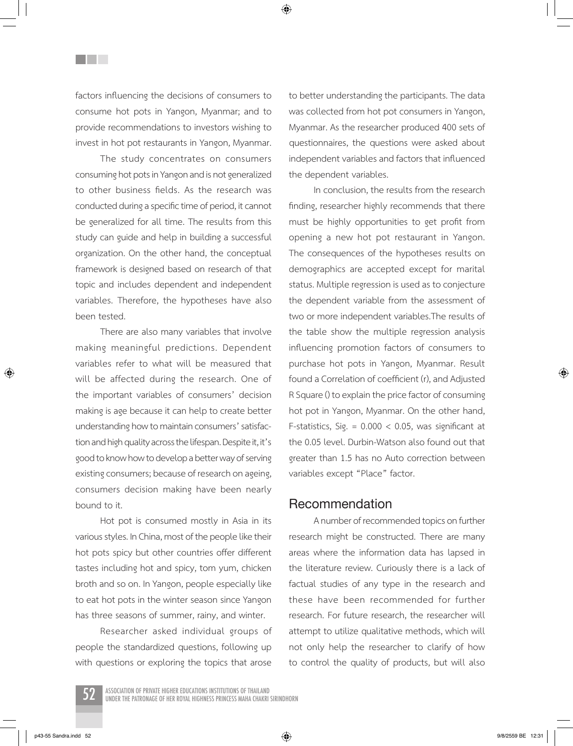factors influencing the decisions of consumers to consume hot pots in Yangon, Myanmar; and to provide recommendations to investors wishing to invest in hot pot restaurants in Yangon, Myanmar.

The study concentrates on consumers consuming hot pots in Yangon and is not generalized to other business fields. As the research was conducted during a specific time of period, it cannot be generalized for all time. The results from this study can guide and help in building a successful organization. On the other hand, the conceptual framework is designed based on research of that topic and includes dependent and independent variables. Therefore, the hypotheses have also been tested.

There are also many variables that involve making meaningful predictions. Dependent variables refer to what will be measured that will be affected during the research. One of the important variables of consumers' decision making is age because it can help to create better understanding how to maintain consumers' satisfaction and high quality across the lifespan. Despite it, it's good to know how to develop a better way of serving existing consumers; because of research on ageing, consumers decision making have been nearly bound to it.

Hot pot is consumed mostly in Asia in its various styles. In China, most of the people like their hot pots spicy but other countries offer different tastes including hot and spicy, tom yum, chicken broth and so on. In Yangon, people especially like to eat hot pots in the winter season since Yangon has three seasons of summer, rainy, and winter.

Researcher asked individual groups of people the standardized questions, following up with questions or exploring the topics that arose to better understanding the participants. The data was collected from hot pot consumers in Yangon, Myanmar. As the researcher produced 400 sets of questionnaires, the questions were asked about independent variables and factors that influenced the dependent variables.

In conclusion, the results from the research finding, researcher highly recommends that there must be highly opportunities to get profit from opening a new hot pot restaurant in Yangon. The consequences of the hypotheses results on demographics are accepted except for marital status. Multiple regression is used as to conjecture the dependent variable from the assessment of two or more independent variables.The results of the table show the multiple regression analysis influencing promotion factors of consumers to purchase hot pots in Yangon, Myanmar. Result found a Correlation of coefficient (r), and Adjusted R Square () to explain the price factor of consuming hot pot in Yangon, Myanmar. On the other hand, F-statistics, Sig. = 0.000 < 0.05, was significant at the 0.05 level. Durbin-Watson also found out that greater than 1.5 has no Auto correction between variables except "Place" factor.

## Recommendation

A number of recommended topics on further research might be constructed. There are many areas where the information data has lapsed in the literature review. Curiously there is a lack of factual studies of any type in the research and these have been recommended for further research. For future research, the researcher will attempt to utilize qualitative methods, which will not only help the researcher to clarify of how to control the quality of products, but will also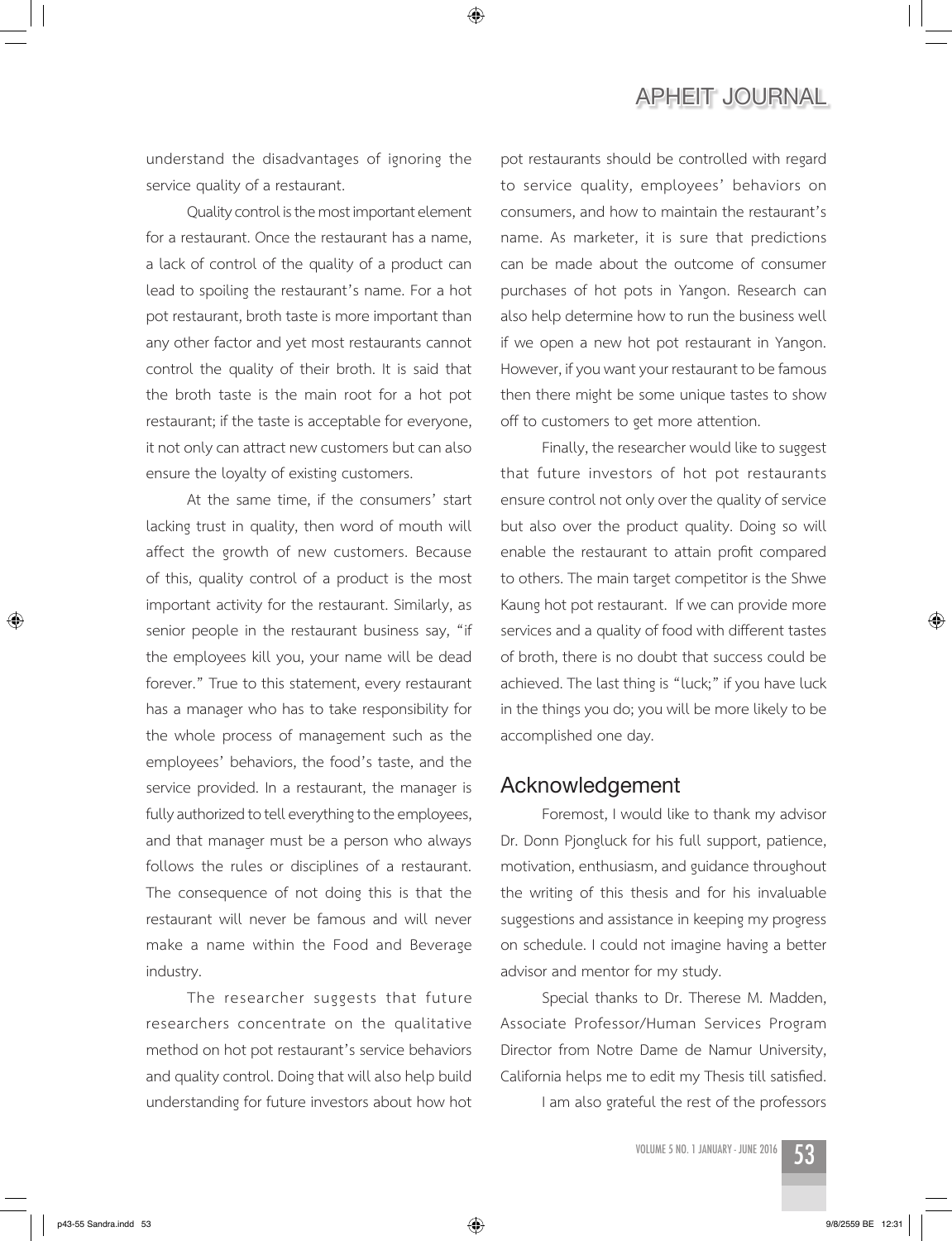understand the disadvantages of ignoring the service quality of a restaurant.

Quality control is the most important element for a restaurant. Once the restaurant has a name, a lack of control of the quality of a product can lead to spoiling the restaurant's name. For a hot pot restaurant, broth taste is more important than any other factor and yet most restaurants cannot control the quality of their broth. It is said that the broth taste is the main root for a hot pot restaurant; if the taste is acceptable for everyone, it not only can attract new customers but can also ensure the loyalty of existing customers.

At the same time, if the consumers' start lacking trust in quality, then word of mouth will affect the growth of new customers. Because of this, quality control of a product is the most important activity for the restaurant. Similarly, as senior people in the restaurant business say, "if the employees kill you, your name will be dead forever." True to this statement, every restaurant has a manager who has to take responsibility for the whole process of management such as the employees' behaviors, the food's taste, and the service provided. In a restaurant, the manager is fully authorized to tell everything to the employees, and that manager must be a person who always follows the rules or disciplines of a restaurant. The consequence of not doing this is that the restaurant will never be famous and will never make a name within the Food and Beverage industry.

The researcher suggests that future researchers concentrate on the qualitative method on hot pot restaurant's service behaviors and quality control. Doing that will also help build understanding for future investors about how hot pot restaurants should be controlled with regard to service quality, employees' behaviors on consumers, and how to maintain the restaurant's name. As marketer, it is sure that predictions can be made about the outcome of consumer purchases of hot pots in Yangon. Research can also help determine how to run the business well if we open a new hot pot restaurant in Yangon. However, if you want your restaurant to be famous then there might be some unique tastes to show off to customers to get more attention.

Finally, the researcher would like to suggest that future investors of hot pot restaurants ensure control not only over the quality of service but also over the product quality. Doing so will enable the restaurant to attain profit compared to others. The main target competitor is the Shwe Kaung hot pot restaurant. If we can provide more services and a quality of food with different tastes of broth, there is no doubt that success could be achieved. The last thing is "luck;" if you have luck in the things you do; you will be more likely to be accomplished one day.

## Acknowledgement

Foremost, I would like to thank my advisor Dr. Donn Pjongluck for his full support, patience, motivation, enthusiasm, and guidance throughout the writing of this thesis and for his invaluable suggestions and assistance in keeping my progress on schedule. I could not imagine having a better advisor and mentor for my study.

Special thanks to Dr. Therese M. Madden, Associate Professor/Human Services Program Director from Notre Dame de Namur University, California helps me to edit my Thesis till satisfied.

I am also grateful the rest of the professors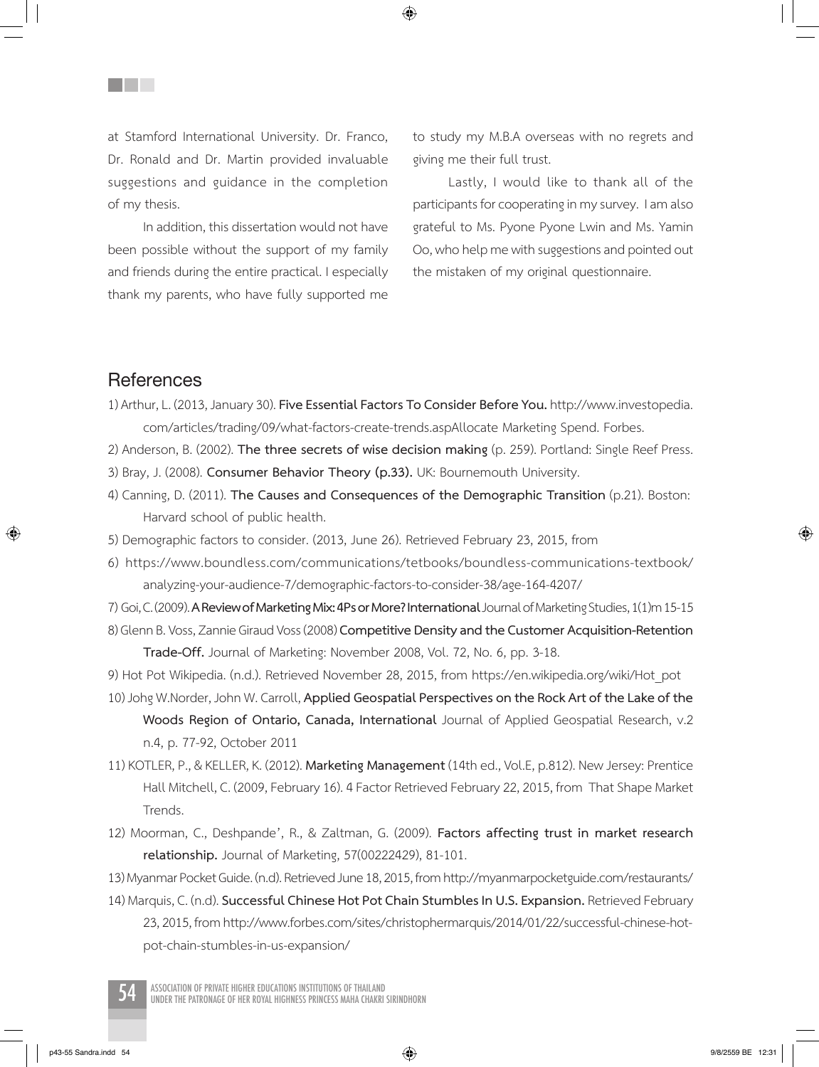at Stamford International University. Dr. Franco, Dr. Ronald and Dr. Martin provided invaluable suggestions and guidance in the completion of my thesis.

In addition, this dissertation would not have been possible without the support of my family and friends during the entire practical. I especially thank my parents, who have fully supported me to study my M.B.A overseas with no regrets and giving me their full trust.

Lastly, I would like to thank all of the participants for cooperating in my survey. I am also grateful to Ms. Pyone Pyone Lwin and Ms. Yamin Oo, who help me with suggestions and pointed out the mistaken of my original questionnaire.

## References

1) Arthur, L. (2013, January 30). **Five Essential Factors To Consider Before You.** http://www.investopedia.com/articles/trading/09/what-factors-create-trends.aspAllocate Marketing Spend. Forbes.

2) Anderson, B. (2002). **The three secrets of wise decision making** (p. 259). Portland: Single Reef Press.

3) Bray, J. (2008). **Consumer Behavior Theory (p.33).** UK: Bournemouth University.

4) Canning, D. (2011). **The Causes and Consequences of the Demographic Transition** (p.21). Boston: Harvard school of public health.

5) Demographic factors to consider. (2013, June 26). Retrieved February 23, 2015, from

6) https://www.boundless.com/communications/tetbooks/boundless-communications-textbook/analyzing-your-audience-7/demographic-factors-to-consider-38/age-164-4207/

7) Goi, C. (2009). **A Review of Marketing Mix: 4Ps or More? International** Journal of Marketing Studies, 1(1)m 15-15

8) Glenn B. Voss, Zannie Giraud Voss (2008) **Competitive Density and the Customer Acquisition-Retention Trade-Off.** Journal of Marketing: November 2008, Vol. 72, No. 6, pp. 3-18.

9) Hot Pot Wikipedia. (n.d.). Retrieved November 28, 2015, from https://en.wikipedia.org/wiki/Hot_pot

10) Johg W.Norder, John W. Carroll, **Applied Geospatial Perspectives on the Rock Art of the Lake of the Woods Region of Ontario, Canada, International** Journal of Applied Geospatial Research, v.2 n.4, p. 77-92, October 2011

11) KOTLER, P., & KELLER, K. (2012). **Marketing Management** (14th ed., Vol.E, p.812). New Jersey: Prentice Hall Mitchell, C. (2009, February 16). 4 Factor Retrieved February 22, 2015, from That Shape Market Trends.

12) Moorman, C., Deshpande', R., & Zaltman, G. (2009). **Factors affecting trust in market research relationship.** Journal of Marketing, 57(00222429), 81-101.

13) Myanmar Pocket Guide. (n.d). Retrieved June 18, 2015, from http://myanmarpocketguide.com/restaurants/

14) Marquis, C. (n.d). **Successful Chinese Hot Pot Chain Stumbles In U.S. Expansion.** Retrieved February 23, 2015, from http://www.forbes.com/sites/christophermarquis/2014/01/22/successful-chinese-hot-pot-chain-stumbles-in-us-expansion/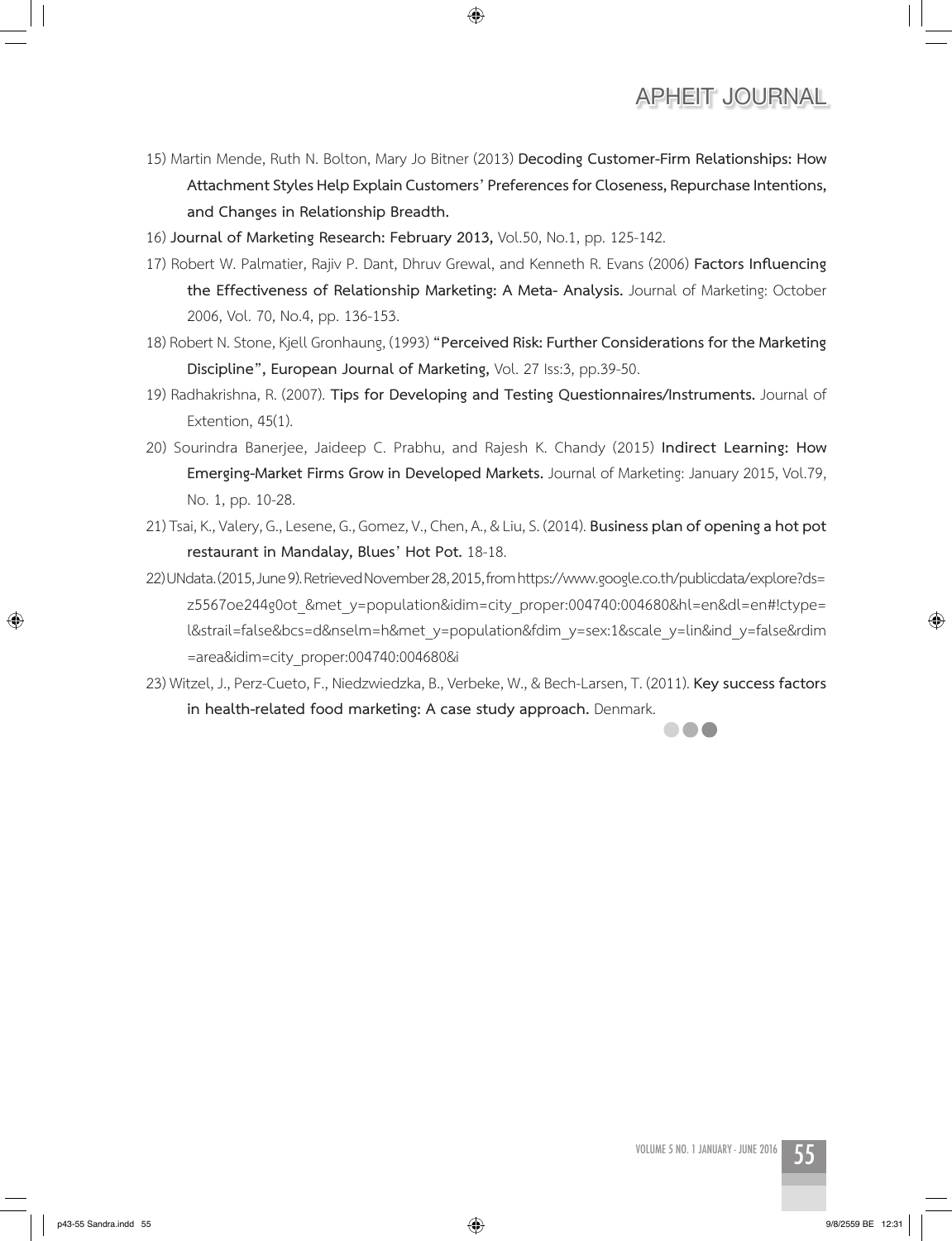15) Martin Mende, Ruth N. Bolton, Mary Jo Bitner (2013) **Decoding Customer-Firm Relationships: How Attachment Styles Help Explain Customers' Preferences for Closeness, Repurchase Intentions, and Changes in Relationship Breadth.**

16) **Journal of Marketing Research: February 2013,** Vol.50, No.1, pp. 125-142.

17) Robert W. Palmatier, Rajiv P. Dant, Dhruv Grewal, and Kenneth R. Evans (2006) **Factors Influencing the Effectiveness of Relationship Marketing: A Meta- Analysis.** Journal of Marketing: October 2006, Vol. 70, No.4, pp. 136-153.

18) Robert N. Stone, Kjell Gronhaung, (1993) **"Perceived Risk: Further Considerations for the Marketing Discipline", European Journal of Marketing,** Vol. 27 Iss:3, pp.39-50.

19) Radhakrishna, R. (2007). **Tips for Developing and Testing Questionnaires/Instruments.** Journal of Extention, 45(1).

20) Sourindra Banerjee, Jaideep C. Prabhu, and Rajesh K. Chandy (2015) **Indirect Learning: How Emerging-Market Firms Grow in Developed Markets.** Journal of Marketing: January 2015, Vol.79, No. 1, pp. 10-28.

21) Tsai, K., Valery, G., Lesene, G., Gomez, V., Chen, A., & Liu, S. (2014). **Business plan of opening a hot pot restaurant in Mandalay, Blues' Hot Pot.** 18-18.

22) UNdata. (2015, June 9). Retrieved November 28, 2015, from https://www.google.co.th/publicdata/explore?ds=z5567oe244g0ot_&met_y=population&idim=city_proper:004740:004680&hl=en&dl=en#!ctype=l&strail=false&bcs=d&nselm=h&met_y=population&fdim_y=sex:1&scale_y=lin&ind_y=false&rdim=area&idim=city_proper:004740:004680&i

23) Witzel, J., Perz-Cueto, F., Niedzwiedzka, B., Verbeke, W., & Bech-Larsen, T. (2011). **Key success factors in health-related food marketing: A case study approach.** Denmark.